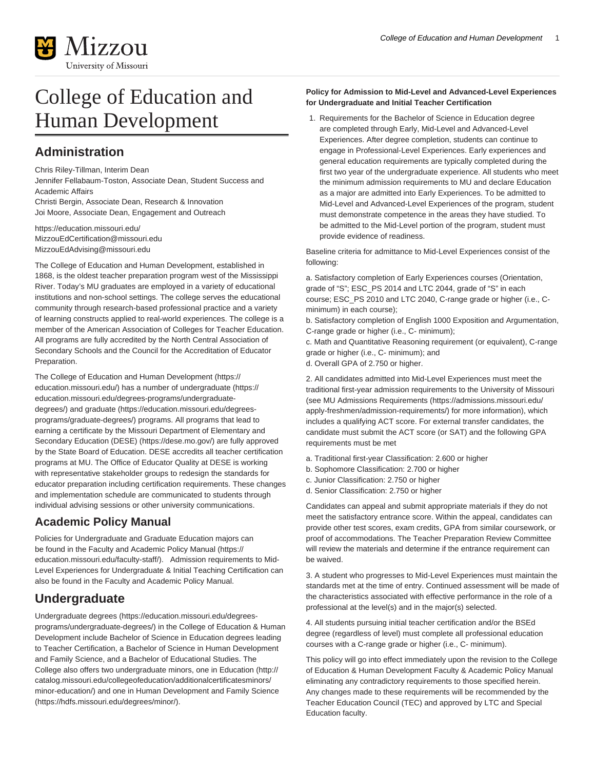# College of Education and Human Development

## Administration

Chris Riley-Tillman, Interim Dean
Jennifer Fellabaum-Toston, Associate Dean, Student Success and Academic Affairs
Christi Bergin, Associate Dean, Research & Innovation
Joi Moore, Associate Dean, Engagement and Outreach

https://education.missouri.edu/
MizzouEdCertification@missouri.edu
MizzouEdAdvising@missouri.edu

The College of Education and Human Development, established in 1868, is the oldest teacher preparation program west of the Mississippi River. Today's MU graduates are employed in a variety of educational institutions and non-school settings. The college serves the educational community through research-based professional practice and a variety of learning constructs applied to real-world experiences. The college is a member of the American Association of Colleges for Teacher Education. All programs are fully accredited by the North Central Association of Secondary Schools and the Council for the Accreditation of Educator Preparation.

The College of Education and Human Development (https://education.missouri.edu/) has a number of undergraduate (https://education.missouri.edu/degrees-programs/undergraduate-degrees/) and graduate (https://education.missouri.edu/degrees-programs/graduate-degrees/) programs. All programs that lead to earning a certificate by the Missouri Department of Elementary and Secondary Education (DESE) (https://dese.mo.gov/) are fully approved by the State Board of Education. DESE accredits all teacher certification programs at MU. The Office of Educator Quality at DESE is working with representative stakeholder groups to redesign the standards for educator preparation including certification requirements. These changes and implementation schedule are communicated to students through individual advising sessions or other university communications.

## Academic Policy Manual

Policies for Undergraduate and Graduate Education majors can be found in the Faculty and Academic Policy Manual (https://education.missouri.edu/faculty-staff/). Admission requirements to Mid-Level Experiences for Undergraduate & Initial Teaching Certification can also be found in the Faculty and Academic Policy Manual.

## Undergraduate

Undergraduate degrees (https://education.missouri.edu/degrees-programs/undergraduate-degrees/) in the College of Education & Human Development include Bachelor of Science in Education degrees leading to Teacher Certification, a Bachelor of Science in Human Development and Family Science, and a Bachelor of Educational Studies. The College also offers two undergraduate minors, one in Education (http://catalog.missouri.edu/collegeofeducation/additionalcertificatesminors/minor-education/) and one in Human Development and Family Science (https://hdfs.missouri.edu/degrees/minor/).

**Policy for Admission to Mid-Level and Advanced-Level Experiences for Undergraduate and Initial Teacher Certification**

1. Requirements for the Bachelor of Science in Education degree are completed through Early, Mid-Level and Advanced-Level Experiences. After degree completion, students can continue to engage in Professional-Level Experiences. Early experiences and general education requirements are typically completed during the first two year of the undergraduate experience. All students who meet the minimum admission requirements to MU and declare Education as a major are admitted into Early Experiences. To be admitted to Mid-Level and Advanced-Level Experiences of the program, student must demonstrate competence in the areas they have studied. To be admitted to the Mid-Level portion of the program, student must provide evidence of readiness.

Baseline criteria for admittance to Mid-Level Experiences consist of the following:

a. Satisfactory completion of Early Experiences courses (Orientation, grade of "S"; ESC_PS 2014 and LTC 2044, grade of "S" in each course; ESC_PS 2010 and LTC 2040, C-range grade or higher (i.e., C- minimum) in each course);
b. Satisfactory completion of English 1000 Exposition and Argumentation, C-range grade or higher (i.e., C- minimum);
c. Math and Quantitative Reasoning requirement (or equivalent), C-range grade or higher (i.e., C- minimum); and
d. Overall GPA of 2.750 or higher.

2. All candidates admitted into Mid-Level Experiences must meet the traditional first-year admission requirements to the University of Missouri (see MU Admissions Requirements (https://admissions.missouri.edu/apply-freshmen/admission-requirements/) for more information), which includes a qualifying ACT score. For external transfer candidates, the candidate must submit the ACT score (or SAT) and the following GPA requirements must be met

a. Traditional first-year Classification: 2.600 or higher
b. Sophomore Classification: 2.700 or higher
c. Junior Classification: 2.750 or higher
d. Senior Classification: 2.750 or higher

Candidates can appeal and submit appropriate materials if they do not meet the satisfactory entrance score. Within the appeal, candidates can provide other test scores, exam credits, GPA from similar coursework, or proof of accommodations. The Teacher Preparation Review Committee will review the materials and determine if the entrance requirement can be waived.

3. A student who progresses to Mid-Level Experiences must maintain the standards met at the time of entry. Continued assessment will be made of the characteristics associated with effective performance in the role of a professional at the level(s) and in the major(s) selected.

4. All students pursuing initial teacher certification and/or the BSEd degree (regardless of level) must complete all professional education courses with a C-range grade or higher (i.e., C- minimum).

This policy will go into effect immediately upon the revision to the College of Education & Human Development Faculty & Academic Policy Manual eliminating any contradictory requirements to those specified herein. Any changes made to these requirements will be recommended by the Teacher Education Council (TEC) and approved by LTC and Special Education faculty.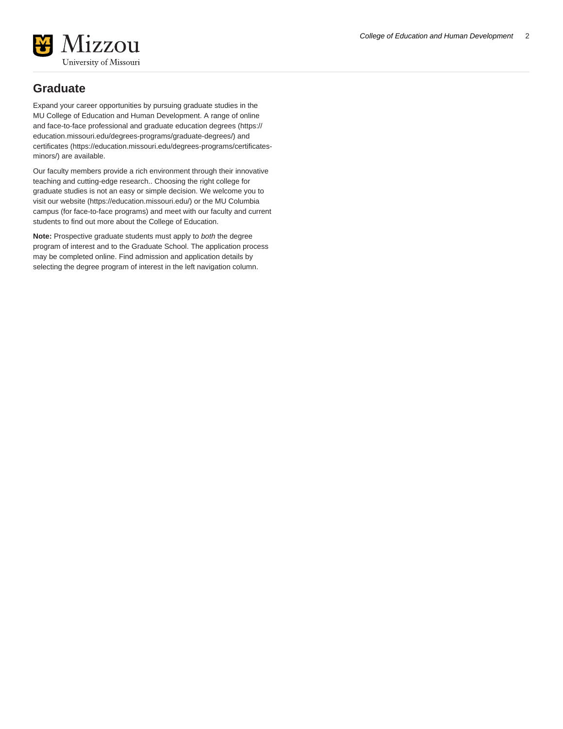## Graduate

Expand your career opportunities by pursuing graduate studies in the MU College of Education and Human Development. A range of online and face-to-face professional and graduate education degrees (https://education.missouri.edu/degrees-programs/graduate-degrees/) and certificates (https://education.missouri.edu/degrees-programs/certificates-minors/) are available.

Our faculty members provide a rich environment through their innovative teaching and cutting-edge research.. Choosing the right college for graduate studies is not an easy or simple decision. We welcome you to visit our website (https://education.missouri.edu/) or the MU Columbia campus (for face-to-face programs) and meet with our faculty and current students to find out more about the College of Education.

**Note:** Prospective graduate students must apply to *both* the degree program of interest and to the Graduate School. The application process may be completed online. Find admission and application details by selecting the degree program of interest in the left navigation column.